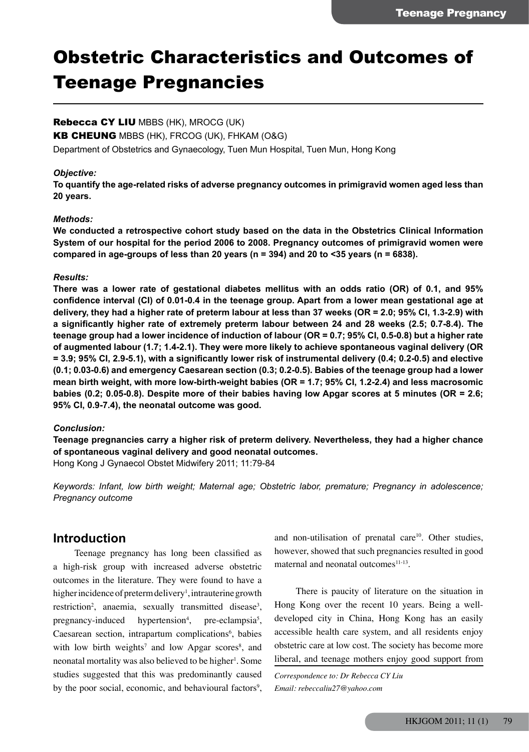# Obstetric Characteristics and Outcomes of Teenage Pregnancies

**Rebecca CY LIU** MBBS (HK), MROCG (UK)
**KB CHEUNG** MBBS (HK), FRCOG (UK), FHKAM (O&G)
Department of Obstetrics and Gynaecology, Tuen Mun Hospital, Tuen Mun, Hong Kong

***Objective:***

**To quantify the age-related risks of adverse pregnancy outcomes in primigravid women aged less than 20 years.**

***Methods:***

**We conducted a retrospective cohort study based on the data in the Obstetrics Clinical Information System of our hospital for the period 2006 to 2008. Pregnancy outcomes of primigravid women were compared in age-groups of less than 20 years (n = 394) and 20 to <35 years (n = 6838).**

***Results:***

**There was a lower rate of gestational diabetes mellitus with an odds ratio (OR) of 0.1, and 95% confidence interval (CI) of 0.01-0.4 in the teenage group. Apart from a lower mean gestational age at delivery, they had a higher rate of preterm labour at less than 37 weeks (OR = 2.0; 95% CI, 1.3-2.9) with a significantly higher rate of extremely preterm labour between 24 and 28 weeks (2.5; 0.7-8.4). The teenage group had a lower incidence of induction of labour (OR = 0.7; 95% CI, 0.5-0.8) but a higher rate of augmented labour (1.7; 1.4-2.1). They were more likely to achieve spontaneous vaginal delivery (OR = 3.9; 95% CI, 2.9-5.1), with a significantly lower risk of instrumental delivery (0.4; 0.2-0.5) and elective (0.1; 0.03-0.6) and emergency Caesarean section (0.3; 0.2-0.5). Babies of the teenage group had a lower mean birth weight, with more low-birth-weight babies (OR = 1.7; 95% CI, 1.2-2.4) and less macrosomic babies (0.2; 0.05-0.8). Despite more of their babies having low Apgar scores at 5 minutes (OR = 2.6; 95% CI, 0.9-7.4), the neonatal outcome was good.**

***Conclusion:***

**Teenage pregnancies carry a higher risk of preterm delivery. Nevertheless, they had a higher chance of spontaneous vaginal delivery and good neonatal outcomes.**

Hong Kong J Gynaecol Obstet Midwifery 2011; 11:79-84

*Keywords: Infant, low birth weight; Maternal age; Obstetric labor, premature; Pregnancy in adolescence; Pregnancy outcome*

## Introduction

Teenage pregnancy has long been classified as a high-risk group with increased adverse obstetric outcomes in the literature. They were found to have a higher incidence of preterm delivery[1], intrauterine growth restriction[2], anaemia, sexually transmitted disease[3], pregnancy-induced hypertension[4], pre-eclampsia[5], Caesarean section, intrapartum complications[6], babies with low birth weights[7] and low Apgar scores[8], and neonatal mortality was also believed to be higher[1]. Some studies suggested that this was predominantly caused by the poor social, economic, and behavioural factors[9], and non-utilisation of prenatal care[10]. Other studies, however, showed that such pregnancies resulted in good maternal and neonatal outcomes[11-13].

There is paucity of literature on the situation in Hong Kong over the recent 10 years. Being a well-developed city in China, Hong Kong has an easily accessible health care system, and all residents enjoy obstetric care at low cost. The society has become more liberal, and teenage mothers enjoy good support from

*Correspondence to: Dr Rebecca CY Liu*
*Email: rebeccaliu27@yahoo.com*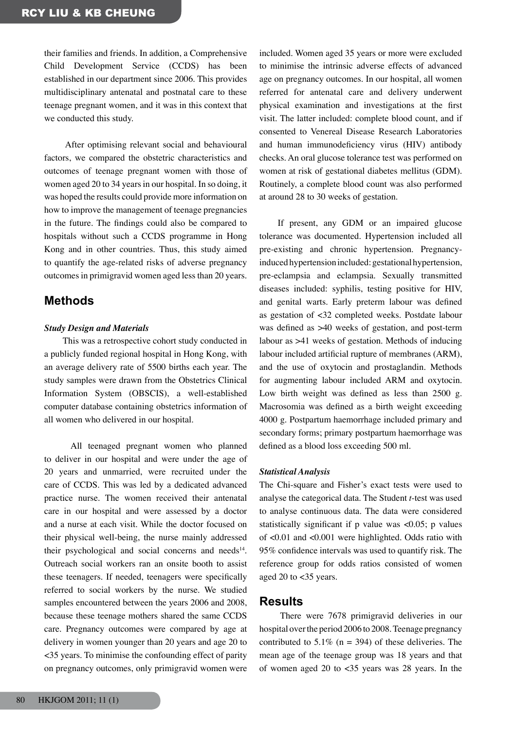their families and friends. In addition, a Comprehensive Child Development Service (CCDS) has been established in our department since 2006. This provides multidisciplinary antenatal and postnatal care to these teenage pregnant women, and it was in this context that we conducted this study.

After optimising relevant social and behavioural factors, we compared the obstetric characteristics and outcomes of teenage pregnant women with those of women aged 20 to 34 years in our hospital. In so doing, it was hoped the results could provide more information on how to improve the management of teenage pregnancies in the future. The findings could also be compared to hospitals without such a CCDS programme in Hong Kong and in other countries. Thus, this study aimed to quantify the age-related risks of adverse pregnancy outcomes in primigravid women aged less than 20 years.

## Methods

### *Study Design and Materials*

This was a retrospective cohort study conducted in a publicly funded regional hospital in Hong Kong, with an average delivery rate of 5500 births each year. The study samples were drawn from the Obstetrics Clinical Information System (OBSCIS), a well-established computer database containing obstetrics information of all women who delivered in our hospital.

All teenaged pregnant women who planned to deliver in our hospital and were under the age of 20 years and unmarried, were recruited under the care of CCDS. This was led by a dedicated advanced practice nurse. The women received their antenatal care in our hospital and were assessed by a doctor and a nurse at each visit. While the doctor focused on their physical well-being, the nurse mainly addressed their psychological and social concerns and needs[14]. Outreach social workers ran an onsite booth to assist these teenagers. If needed, teenagers were specifically referred to social workers by the nurse. We studied samples encountered between the years 2006 and 2008, because these teenage mothers shared the same CCDS care. Pregnancy outcomes were compared by age at delivery in women younger than 20 years and age 20 to <35 years. To minimise the confounding effect of parity on pregnancy outcomes, only primigravid women were included. Women aged 35 years or more were excluded to minimise the intrinsic adverse effects of advanced age on pregnancy outcomes. In our hospital, all women referred for antenatal care and delivery underwent physical examination and investigations at the first visit. The latter included: complete blood count, and if consented to Venereal Disease Research Laboratories and human immunodeficiency virus (HIV) antibody checks. An oral glucose tolerance test was performed on women at risk of gestational diabetes mellitus (GDM). Routinely, a complete blood count was also performed at around 28 to 30 weeks of gestation.

If present, any GDM or an impaired glucose tolerance was documented. Hypertension included all pre-existing and chronic hypertension. Pregnancy-induced hypertension included: gestational hypertension, pre-eclampsia and eclampsia. Sexually transmitted diseases included: syphilis, testing positive for HIV, and genital warts. Early preterm labour was defined as gestation of <32 completed weeks. Postdate labour was defined as >40 weeks of gestation, and post-term labour as >41 weeks of gestation. Methods of inducing labour included artificial rupture of membranes (ARM), and the use of oxytocin and prostaglandin. Methods for augmenting labour included ARM and oxytocin. Low birth weight was defined as less than 2500 g. Macrosomia was defined as a birth weight exceeding 4000 g. Postpartum haemorrhage included primary and secondary forms; primary postpartum haemorrhage was defined as a blood loss exceeding 500 ml.

### *Statistical Analysis*

The Chi-square and Fisher's exact tests were used to analyse the categorical data. The Student *t*-test was used to analyse continuous data. The data were considered statistically significant if p value was <0.05; p values of <0.01 and <0.001 were highlighted. Odds ratio with 95% confidence intervals was used to quantify risk. The reference group for odds ratios consisted of women aged 20 to <35 years.

## Results

There were 7678 primigravid deliveries in our hospital over the period 2006 to 2008. Teenage pregnancy contributed to 5.1% (n = 394) of these deliveries. The mean age of the teenage group was 18 years and that of women aged 20 to <35 years was 28 years. In the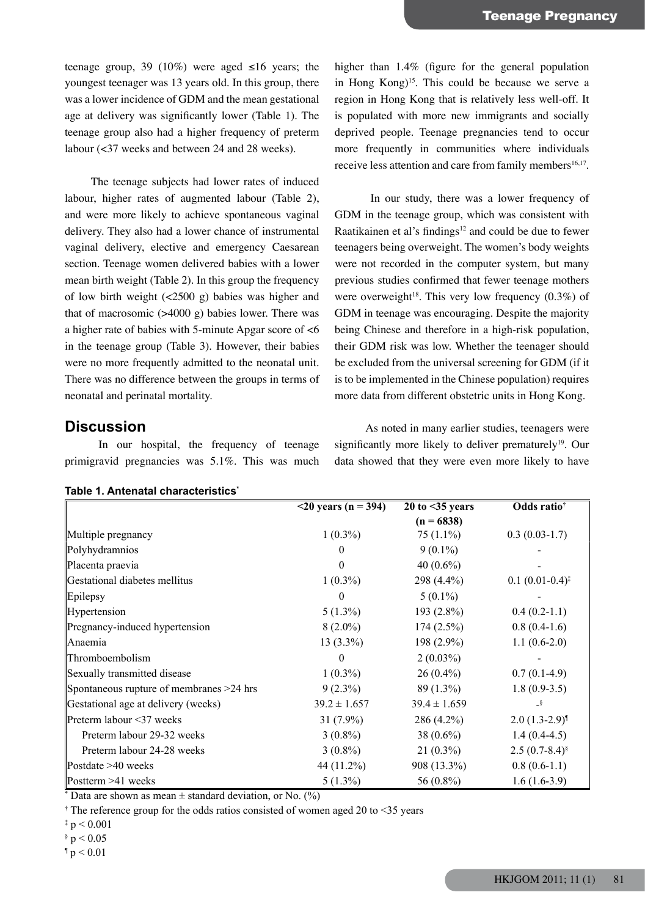teenage group, 39 (10%) were aged ≤16 years; the youngest teenager was 13 years old. In this group, there was a lower incidence of GDM and the mean gestational age at delivery was significantly lower (Table 1). The teenage group also had a higher frequency of preterm labour (<37 weeks and between 24 and 28 weeks).

The teenage subjects had lower rates of induced labour, higher rates of augmented labour (Table 2), and were more likely to achieve spontaneous vaginal delivery. They also had a lower chance of instrumental vaginal delivery, elective and emergency Caesarean section. Teenage women delivered babies with a lower mean birth weight (Table 2). In this group the frequency of low birth weight (<2500 g) babies was higher and that of macrosomic (>4000 g) babies lower. There was a higher rate of babies with 5-minute Apgar score of <6 in the teenage group (Table 3). However, their babies were no more frequently admitted to the neonatal unit. There was no difference between the groups in terms of neonatal and perinatal mortality.

## Discussion

In our hospital, the frequency of teenage primigravid pregnancies was 5.1%. This was much higher than 1.4% (figure for the general population in Hong Kong)[15]. This could be because we serve a region in Hong Kong that is relatively less well-off. It is populated with more new immigrants and socially deprived people. Teenage pregnancies tend to occur more frequently in communities where individuals receive less attention and care from family members[16,17].

In our study, there was a lower frequency of GDM in the teenage group, which was consistent with Raatikainen et al's findings[12] and could be due to fewer teenagers being overweight. The women's body weights were not recorded in the computer system, but many previous studies confirmed that fewer teenage mothers were overweight[18]. This very low frequency (0.3%) of GDM in teenage was encouraging. Despite the majority being Chinese and therefore in a high-risk population, their GDM risk was low. Whether the teenager should be excluded from the universal screening for GDM (if it is to be implemented in the Chinese population) requires more data from different obstetric units in Hong Kong.

As noted in many earlier studies, teenagers were significantly more likely to deliver prematurely[19]. Our data showed that they were even more likely to have

**Table 1. Antenatal characteristics***

| | <20 years (n = 394) | 20 to <35 years (n = 6838) | Odds ratio† |
|---|---|---|---|
| Multiple pregnancy | 1 (0.3%) | 75 (1.1%) | 0.3 (0.03-1.7) |
| Polyhydramnios | 0 | 9 (0.1%) | - |
| Placenta praevia | 0 | 40 (0.6%) | - |
| Gestational diabetes mellitus | 1 (0.3%) | 298 (4.4%) | 0.1 (0.01-0.4)‡ |
| Epilepsy | 0 | 5 (0.1%) | - |
| Hypertension | 5 (1.3%) | 193 (2.8%) | 0.4 (0.2-1.1) |
| Pregnancy-induced hypertension | 8 (2.0%) | 174 (2.5%) | 0.8 (0.4-1.6) |
| Anaemia | 13 (3.3%) | 198 (2.9%) | 1.1 (0.6-2.0) |
| Thromboembolism | 0 | 2 (0.03%) | - |
| Sexually transmitted disease | 1 (0.3%) | 26 (0.4%) | 0.7 (0.1-4.9) |
| Spontaneous rupture of membranes >24 hrs | 9 (2.3%) | 89 (1.3%) | 1.8 (0.9-3.5) |
| Gestational age at delivery (weeks) | 39.2 ± 1.657 | 39.4 ± 1.659 | -§ |
| Preterm labour <37 weeks | 31 (7.9%) | 286 (4.2%) | 2.0 (1.3-2.9)¶ |
| Preterm labour 29-32 weeks | 3 (0.8%) | 38 (0.6%) | 1.4 (0.4-4.5) |
| Preterm labour 24-28 weeks | 3 (0.8%) | 21 (0.3%) | 2.5 (0.7-8.4)§ |
| Postdate >40 weeks | 44 (11.2%) | 908 (13.3%) | 0.8 (0.6-1.1) |
| Postterm >41 weeks | 5 (1.3%) | 56 (0.8%) | 1.6 (1.6-3.9) |

\* Data are shown as mean ± standard deviation, or No. (%)

† The reference group for the odds ratios consisted of women aged 20 to <35 years

‡ $p < 0.001$

§ $p < 0.05$

¶ $p < 0.01$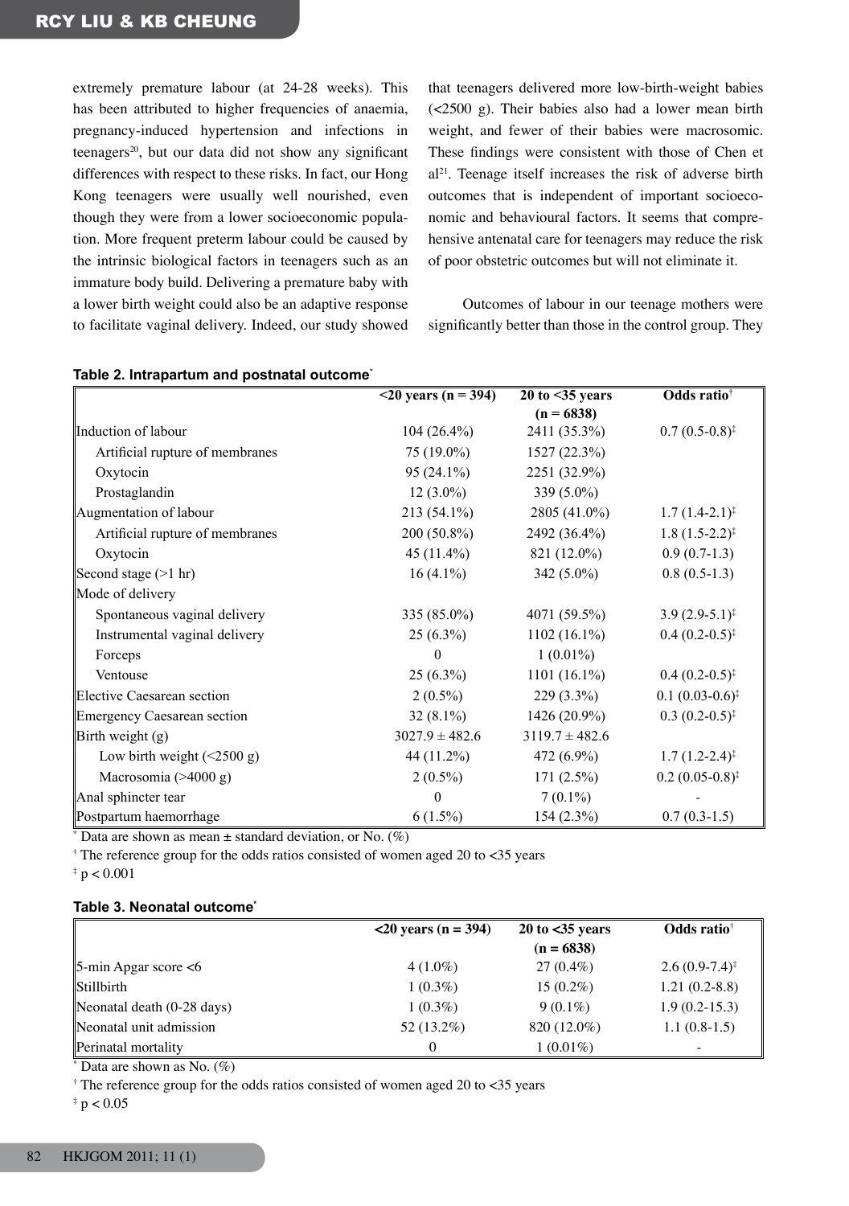extremely premature labour (at 24-28 weeks). This has been attributed to higher frequencies of anaemia, pregnancy-induced hypertension and infections in teenagers[20], but our data did not show any significant differences with respect to these risks. In fact, our Hong Kong teenagers were usually well nourished, even though they were from a lower socioeconomic population. More frequent preterm labour could be caused by the intrinsic biological factors in teenagers such as an immature body build. Delivering a premature baby with a lower birth weight could also be an adaptive response to facilitate vaginal delivery. Indeed, our study showed that teenagers delivered more low-birth-weight babies (<2500 g). Their babies also had a lower mean birth weight, and fewer of their babies were macrosomic. These findings were consistent with those of Chen et al[21]. Teenage itself increases the risk of adverse birth outcomes that is independent of important socioeconomic and behavioural factors. It seems that comprehensive antenatal care for teenagers may reduce the risk of poor obstetric outcomes but will not eliminate it.

Outcomes of labour in our teenage mothers were significantly better than those in the control group. They

**Table 2. Intrapartum and postnatal outcome***

| | <20 years (n = 394) | 20 to <35 years (n = 6838) | Odds ratio† |
|---|---|---|---|
| Induction of labour | 104 (26.4%) | 2411 (35.3%) | 0.7 (0.5-0.8)‡ |
| Artificial rupture of membranes | 75 (19.0%) | 1527 (22.3%) | |
| Oxytocin | 95 (24.1%) | 2251 (32.9%) | |
| Prostaglandin | 12 (3.0%) | 339 (5.0%) | |
| Augmentation of labour | 213 (54.1%) | 2805 (41.0%) | 1.7 (1.4-2.1)‡ |
| Artificial rupture of membranes | 200 (50.8%) | 2492 (36.4%) | 1.8 (1.5-2.2)‡ |
| Oxytocin | 45 (11.4%) | 821 (12.0%) | 0.9 (0.7-1.3) |
| Second stage (>1 hr) | 16 (4.1%) | 342 (5.0%) | 0.8 (0.5-1.3) |
| Mode of delivery | | | |
| Spontaneous vaginal delivery | 335 (85.0%) | 4071 (59.5%) | 3.9 (2.9-5.1)‡ |
| Instrumental vaginal delivery | 25 (6.3%) | 1102 (16.1%) | 0.4 (0.2-0.5)‡ |
| Forceps | 0 | 1 (0.01%) | |
| Ventouse | 25 (6.3%) | 1101 (16.1%) | 0.4 (0.2-0.5)‡ |
| Elective Caesarean section | 2 (0.5%) | 229 (3.3%) | 0.1 (0.03-0.6)‡ |
| Emergency Caesarean section | 32 (8.1%) | 1426 (20.9%) | 0.3 (0.2-0.5)‡ |
| Birth weight (g) | 3027.9 ± 482.6 | 3119.7 ± 482.6 | |
| Low birth weight (<2500 g) | 44 (11.2%) | 472 (6.9%) | 1.7 (1.2-2.4)‡ |
| Macrosomia (>4000 g) | 2 (0.5%) | 171 (2.5%) | 0.2 (0.05-0.8)‡ |
| Anal sphincter tear | 0 | 7 (0.1%) | - |
| Postpartum haemorrhage | 6 (1.5%) | 154 (2.3%) | 0.7 (0.3-1.5) |

\* Data are shown as mean ± standard deviation, or No. (%)

† The reference group for the odds ratios consisted of women aged 20 to <35 years

‡ $p < 0.001$

**Table 3. Neonatal outcome***

| | <20 years (n = 394) | 20 to <35 years (n = 6838) | Odds ratio† |
|---|---|---|---|
| 5-min Apgar score <6 | 4 (1.0%) | 27 (0.4%) | 2.6 (0.9-7.4)‡ |
| Stillbirth | 1 (0.3%) | 15 (0.2%) | 1.21 (0.2-8.8) |
| Neonatal death (0-28 days) | 1 (0.3%) | 9 (0.1%) | 1.9 (0.2-15.3) |
| Neonatal unit admission | 52 (13.2%) | 820 (12.0%) | 1.1 (0.8-1.5) |
| Perinatal mortality | 0 | 1 (0.01%) | - |

\* Data are shown as No. (%)

† The reference group for the odds ratios consisted of women aged 20 to <35 years

‡ $p < 0.05$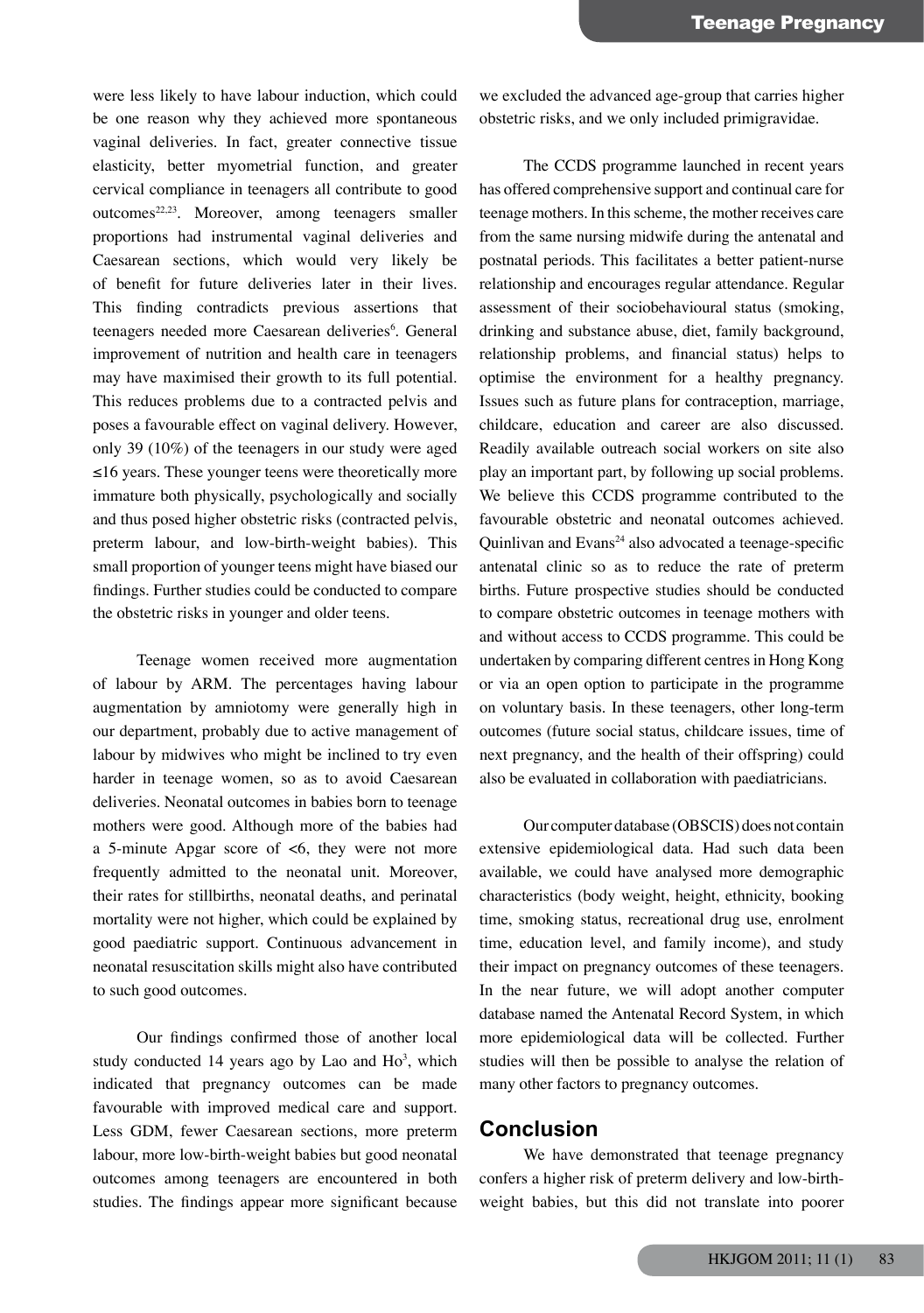were less likely to have labour induction, which could be one reason why they achieved more spontaneous vaginal deliveries. In fact, greater connective tissue elasticity, better myometrial function, and greater cervical compliance in teenagers all contribute to good outcomes[22,23]. Moreover, among teenagers smaller proportions had instrumental vaginal deliveries and Caesarean sections, which would very likely be of benefit for future deliveries later in their lives. This finding contradicts previous assertions that teenagers needed more Caesarean deliveries[6]. General improvement of nutrition and health care in teenagers may have maximised their growth to its full potential. This reduces problems due to a contracted pelvis and poses a favourable effect on vaginal delivery. However, only 39 (10%) of the teenagers in our study were aged ≤16 years. These younger teens were theoretically more immature both physically, psychologically and socially and thus posed higher obstetric risks (contracted pelvis, preterm labour, and low-birth-weight babies). This small proportion of younger teens might have biased our findings. Further studies could be conducted to compare the obstetric risks in younger and older teens.

Teenage women received more augmentation of labour by ARM. The percentages having labour augmentation by amniotomy were generally high in our department, probably due to active management of labour by midwives who might be inclined to try even harder in teenage women, so as to avoid Caesarean deliveries. Neonatal outcomes in babies born to teenage mothers were good. Although more of the babies had a 5-minute Apgar score of <6, they were not more frequently admitted to the neonatal unit. Moreover, their rates for stillbirths, neonatal deaths, and perinatal mortality were not higher, which could be explained by good paediatric support. Continuous advancement in neonatal resuscitation skills might also have contributed to such good outcomes.

Our findings confirmed those of another local study conducted 14 years ago by Lao and Ho[3], which indicated that pregnancy outcomes can be made favourable with improved medical care and support. Less GDM, fewer Caesarean sections, more preterm labour, more low-birth-weight babies but good neonatal outcomes among teenagers are encountered in both studies. The findings appear more significant because we excluded the advanced age-group that carries higher obstetric risks, and we only included primigravidae.

The CCDS programme launched in recent years has offered comprehensive support and continual care for teenage mothers. In this scheme, the mother receives care from the same nursing midwife during the antenatal and postnatal periods. This facilitates a better patient-nurse relationship and encourages regular attendance. Regular assessment of their sociobehavioural status (smoking, drinking and substance abuse, diet, family background, relationship problems, and financial status) helps to optimise the environment for a healthy pregnancy. Issues such as future plans for contraception, marriage, childcare, education and career are also discussed. Readily available outreach social workers on site also play an important part, by following up social problems. We believe this CCDS programme contributed to the favourable obstetric and neonatal outcomes achieved. Quinlivan and Evans[24] also advocated a teenage-specific antenatal clinic so as to reduce the rate of preterm births. Future prospective studies should be conducted to compare obstetric outcomes in teenage mothers with and without access to CCDS programme. This could be undertaken by comparing different centres in Hong Kong or via an open option to participate in the programme on voluntary basis. In these teenagers, other long-term outcomes (future social status, childcare issues, time of next pregnancy, and the health of their offspring) could also be evaluated in collaboration with paediatricians.

Our computer database (OBSCIS) does not contain extensive epidemiological data. Had such data been available, we could have analysed more demographic characteristics (body weight, height, ethnicity, booking time, smoking status, recreational drug use, enrolment time, education level, and family income), and study their impact on pregnancy outcomes of these teenagers. In the near future, we will adopt another computer database named the Antenatal Record System, in which more epidemiological data will be collected. Further studies will then be possible to analyse the relation of many other factors to pregnancy outcomes.

## Conclusion

We have demonstrated that teenage pregnancy confers a higher risk of preterm delivery and low-birth-weight babies, but this did not translate into poorer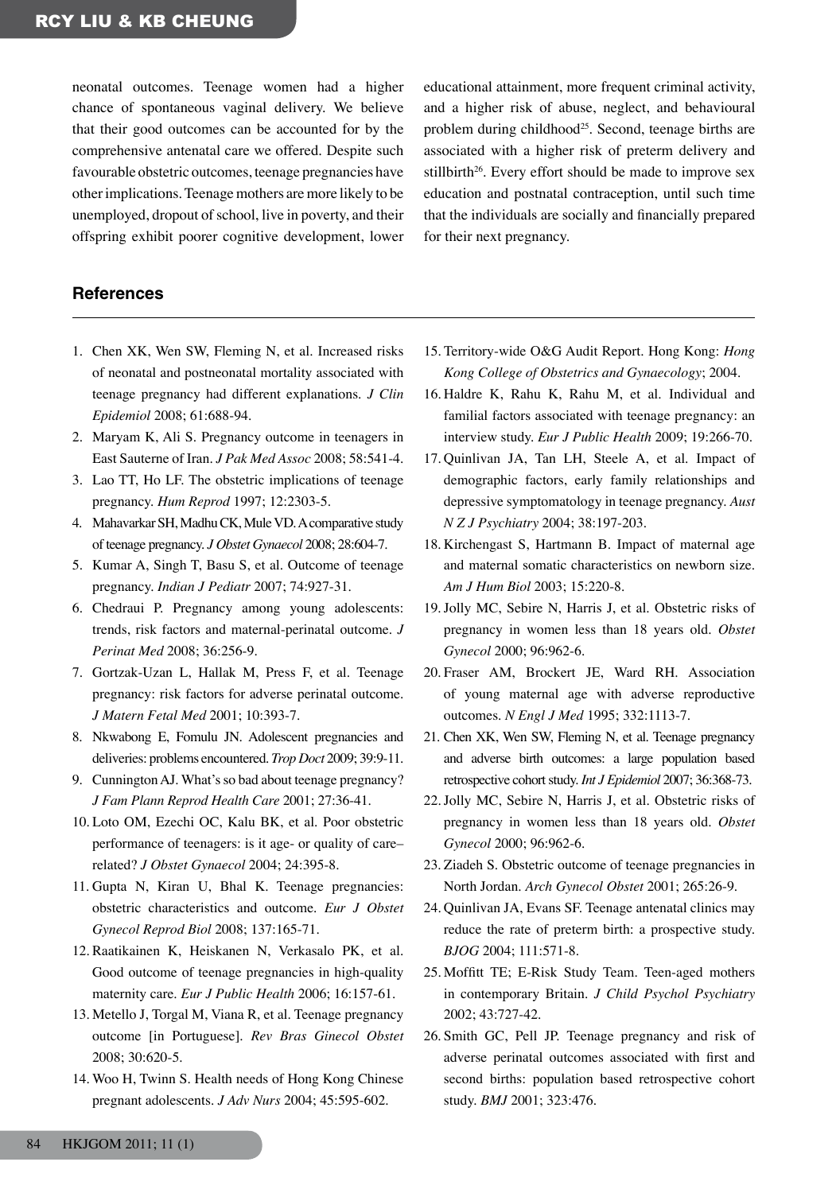neonatal outcomes. Teenage women had a higher chance of spontaneous vaginal delivery. We believe that their good outcomes can be accounted for by the comprehensive antenatal care we offered. Despite such favourable obstetric outcomes, teenage pregnancies have other implications. Teenage mothers are more likely to be unemployed, dropout of school, live in poverty, and their offspring exhibit poorer cognitive development, lower educational attainment, more frequent criminal activity, and a higher risk of abuse, neglect, and behavioural problem during childhood[25]. Second, teenage births are associated with a higher risk of preterm delivery and stillbirth[26]. Every effort should be made to improve sex education and postnatal contraception, until such time that the individuals are socially and financially prepared for their next pregnancy.

## References

1. Chen XK, Wen SW, Fleming N, et al. Increased risks of neonatal and postneonatal mortality associated with teenage pregnancy had different explanations. *J Clin Epidemiol* 2008; 61:688-94.
2. Maryam K, Ali S. Pregnancy outcome in teenagers in East Sauterne of Iran. *J Pak Med Assoc* 2008; 58:541-4.
3. Lao TT, Ho LF. The obstetric implications of teenage pregnancy. *Hum Reprod* 1997; 12:2303-5.
4. Mahavarkar SH, Madhu CK, Mule VD. A comparative study of teenage pregnancy. *J Obstet Gynaecol* 2008; 28:604-7.
5. Kumar A, Singh T, Basu S, et al. Outcome of teenage pregnancy. *Indian J Pediatr* 2007; 74:927-31.
6. Chedraui P. Pregnancy among young adolescents: trends, risk factors and maternal-perinatal outcome. *J Perinat Med* 2008; 36:256-9.
7. Gortzak-Uzan L, Hallak M, Press F, et al. Teenage pregnancy: risk factors for adverse perinatal outcome. *J Matern Fetal Med* 2001; 10:393-7.
8. Nkwabong E, Fomulu JN. Adolescent pregnancies and deliveries: problems encountered. *Trop Doct* 2009; 39:9-11.
9. Cunnington AJ. What's so bad about teenage pregnancy? *J Fam Plann Reprod Health Care* 2001; 27:36-41.
10. Loto OM, Ezechi OC, Kalu BK, et al. Poor obstetric performance of teenagers: is it age- or quality of care–related? *J Obstet Gynaecol* 2004; 24:395-8.
11. Gupta N, Kiran U, Bhal K. Teenage pregnancies: obstetric characteristics and outcome. *Eur J Obstet Gynecol Reprod Biol* 2008; 137:165-71.
12. Raatikainen K, Heiskanen N, Verkasalo PK, et al. Good outcome of teenage pregnancies in high-quality maternity care. *Eur J Public Health* 2006; 16:157-61.
13. Metello J, Torgal M, Viana R, et al. Teenage pregnancy outcome [in Portuguese]. *Rev Bras Ginecol Obstet* 2008; 30:620-5.
14. Woo H, Twinn S. Health needs of Hong Kong Chinese pregnant adolescents. *J Adv Nurs* 2004; 45:595-602.
15. Territory-wide O&G Audit Report. Hong Kong: *Hong Kong College of Obstetrics and Gynaecology*; 2004.
16. Haldre K, Rahu K, Rahu M, et al. Individual and familial factors associated with teenage pregnancy: an interview study. *Eur J Public Health* 2009; 19:266-70.
17. Quinlivan JA, Tan LH, Steele A, et al. Impact of demographic factors, early family relationships and depressive symptomatology in teenage pregnancy. *Aust N Z J Psychiatry* 2004; 38:197-203.
18. Kirchengast S, Hartmann B. Impact of maternal age and maternal somatic characteristics on newborn size. *Am J Hum Biol* 2003; 15:220-8.
19. Jolly MC, Sebire N, Harris J, et al. Obstetric risks of pregnancy in women less than 18 years old. *Obstet Gynecol* 2000; 96:962-6.
20. Fraser AM, Brockert JE, Ward RH. Association of young maternal age with adverse reproductive outcomes. *N Engl J Med* 1995; 332:1113-7.
21. Chen XK, Wen SW, Fleming N, et al. Teenage pregnancy and adverse birth outcomes: a large population based retrospective cohort study. *Int J Epidemiol* 2007; 36:368-73.
22. Jolly MC, Sebire N, Harris J, et al. Obstetric risks of pregnancy in women less than 18 years old. *Obstet Gynecol* 2000; 96:962-6.
23. Ziadeh S. Obstetric outcome of teenage pregnancies in North Jordan. *Arch Gynecol Obstet* 2001; 265:26-9.
24. Quinlivan JA, Evans SF. Teenage antenatal clinics may reduce the rate of preterm birth: a prospective study. *BJOG* 2004; 111:571-8.
25. Moffitt TE; E-Risk Study Team. Teen-aged mothers in contemporary Britain. *J Child Psychol Psychiatry* 2002; 43:727-42.
26. Smith GC, Pell JP. Teenage pregnancy and risk of adverse perinatal outcomes associated with first and second births: population based retrospective cohort study. *BMJ* 2001; 323:476.